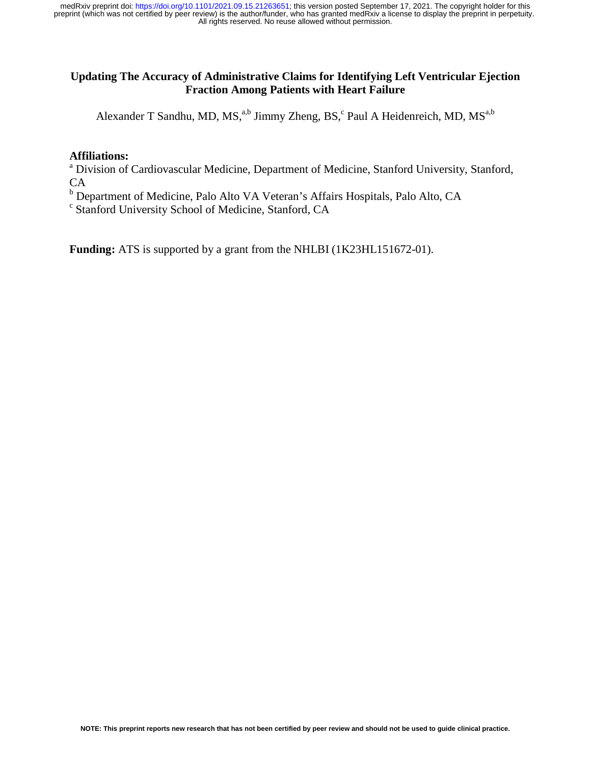# Updating The Accuracy of Administrative Claims for Identifying Left Ventricular Ejection Fraction Among Patients with Heart Failure

Alexander T Sandhu, MD, MS,[a,b] Jimmy Zheng, BS,[c] Paul A Heidenreich, MD, MS[a,b]

**Affiliations:**

[a] Division of Cardiovascular Medicine, Department of Medicine, Stanford University, Stanford, CA

[b] Department of Medicine, Palo Alto VA Veteran's Affairs Hospitals, Palo Alto, CA

[c] Stanford University School of Medicine, Stanford, CA

**Funding:** ATS is supported by a grant from the NHLBI (1K23HL151672-01).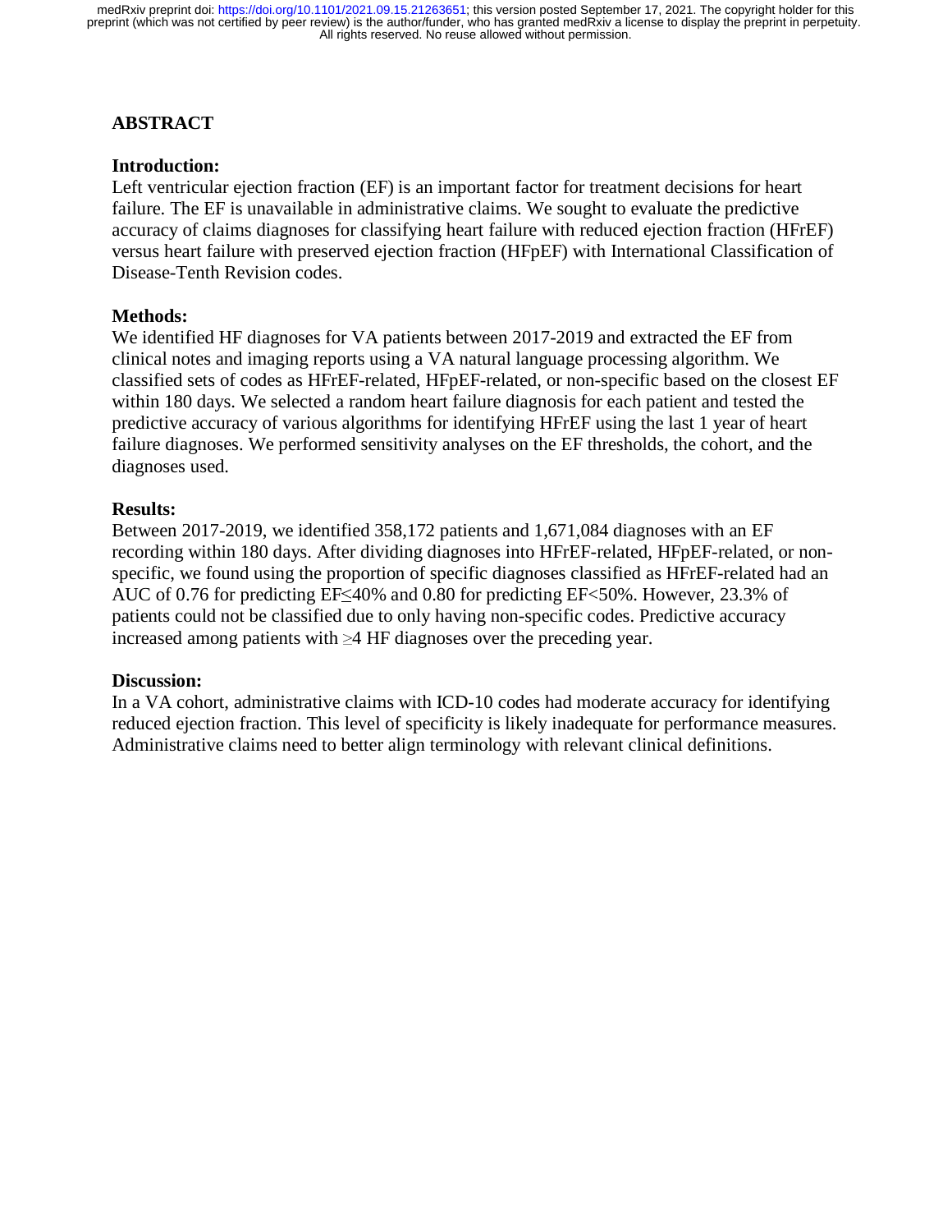## ABSTRACT

### Introduction:

Left ventricular ejection fraction (EF) is an important factor for treatment decisions for heart failure. The EF is unavailable in administrative claims. We sought to evaluate the predictive accuracy of claims diagnoses for classifying heart failure with reduced ejection fraction (HFrEF) versus heart failure with preserved ejection fraction (HFpEF) with International Classification of Disease-Tenth Revision codes.

### Methods:

We identified HF diagnoses for VA patients between 2017-2019 and extracted the EF from clinical notes and imaging reports using a VA natural language processing algorithm. We classified sets of codes as HFrEF-related, HFpEF-related, or non-specific based on the closest EF within 180 days. We selected a random heart failure diagnosis for each patient and tested the predictive accuracy of various algorithms for identifying HFrEF using the last 1 year of heart failure diagnoses. We performed sensitivity analyses on the EF thresholds, the cohort, and the diagnoses used.

### Results:

Between 2017-2019, we identified 358,172 patients and 1,671,084 diagnoses with an EF recording within 180 days. After dividing diagnoses into HFrEF-related, HFpEF-related, or non-specific, we found using the proportion of specific diagnoses classified as HFrEF-related had an AUC of 0.76 for predicting EF≤40% and 0.80 for predicting EF<50%. However, 23.3% of patients could not be classified due to only having non-specific codes. Predictive accuracy increased among patients with ≥4 HF diagnoses over the preceding year.

### Discussion:

In a VA cohort, administrative claims with ICD-10 codes had moderate accuracy for identifying reduced ejection fraction. This level of specificity is likely inadequate for performance measures. Administrative claims need to better align terminology with relevant clinical definitions.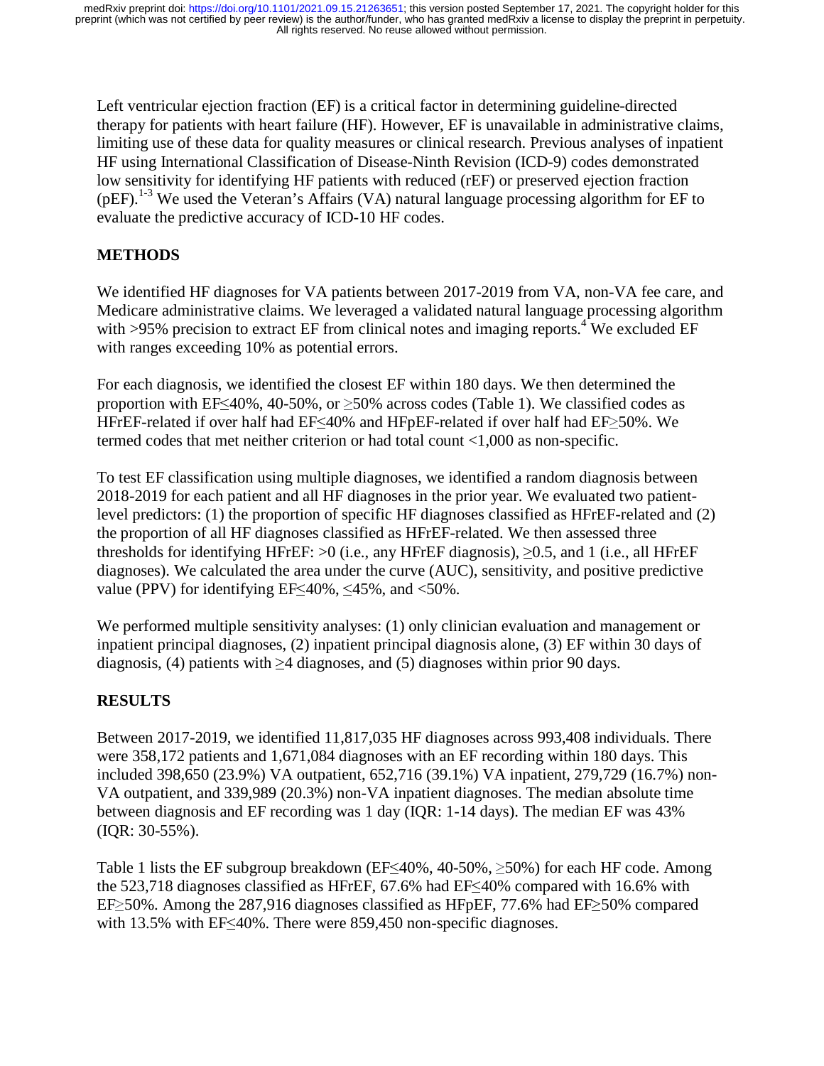Left ventricular ejection fraction (EF) is a critical factor in determining guideline-directed therapy for patients with heart failure (HF). However, EF is unavailable in administrative claims, limiting use of these data for quality measures or clinical research. Previous analyses of inpatient HF using International Classification of Disease-Ninth Revision (ICD-9) codes demonstrated low sensitivity for identifying HF patients with reduced (rEF) or preserved ejection fraction (pEF).[1-3] We used the Veteran's Affairs (VA) natural language processing algorithm for EF to evaluate the predictive accuracy of ICD-10 HF codes.

## METHODS

We identified HF diagnoses for VA patients between 2017-2019 from VA, non-VA fee care, and Medicare administrative claims. We leveraged a validated natural language processing algorithm with >95% precision to extract EF from clinical notes and imaging reports.[4] We excluded EF with ranges exceeding 10% as potential errors.

For each diagnosis, we identified the closest EF within 180 days. We then determined the proportion with EF≤40%, 40-50%, or ≥50% across codes (Table 1). We classified codes as HFrEF-related if over half had EF≤40% and HFpEF-related if over half had EF≥50%. We termed codes that met neither criterion or had total count <1,000 as non-specific.

To test EF classification using multiple diagnoses, we identified a random diagnosis between 2018-2019 for each patient and all HF diagnoses in the prior year. We evaluated two patient-level predictors: (1) the proportion of specific HF diagnoses classified as HFrEF-related and (2) the proportion of all HF diagnoses classified as HFrEF-related. We then assessed three thresholds for identifying HFrEF: >0 (i.e., any HFrEF diagnosis), ≥0.5, and 1 (i.e., all HFrEF diagnoses). We calculated the area under the curve (AUC), sensitivity, and positive predictive value (PPV) for identifying EF≤40%, ≤45%, and <50%.

We performed multiple sensitivity analyses: (1) only clinician evaluation and management or inpatient principal diagnoses, (2) inpatient principal diagnosis alone, (3) EF within 30 days of diagnosis, (4) patients with ≥4 diagnoses, and (5) diagnoses within prior 90 days.

## RESULTS

Between 2017-2019, we identified 11,817,035 HF diagnoses across 993,408 individuals. There were 358,172 patients and 1,671,084 diagnoses with an EF recording within 180 days. This included 398,650 (23.9%) VA outpatient, 652,716 (39.1%) VA inpatient, 279,729 (16.7%) non-VA outpatient, and 339,989 (20.3%) non-VA inpatient diagnoses. The median absolute time between diagnosis and EF recording was 1 day (IQR: 1-14 days). The median EF was 43% (IQR: 30-55%).

Table 1 lists the EF subgroup breakdown (EF≤40%, 40-50%, ≥50%) for each HF code. Among the 523,718 diagnoses classified as HFrEF, 67.6% had EF≤40% compared with 16.6% with EF≥50%. Among the 287,916 diagnoses classified as HFpEF, 77.6% had EF≥50% compared with 13.5% with EF≤40%. There were 859,450 non-specific diagnoses.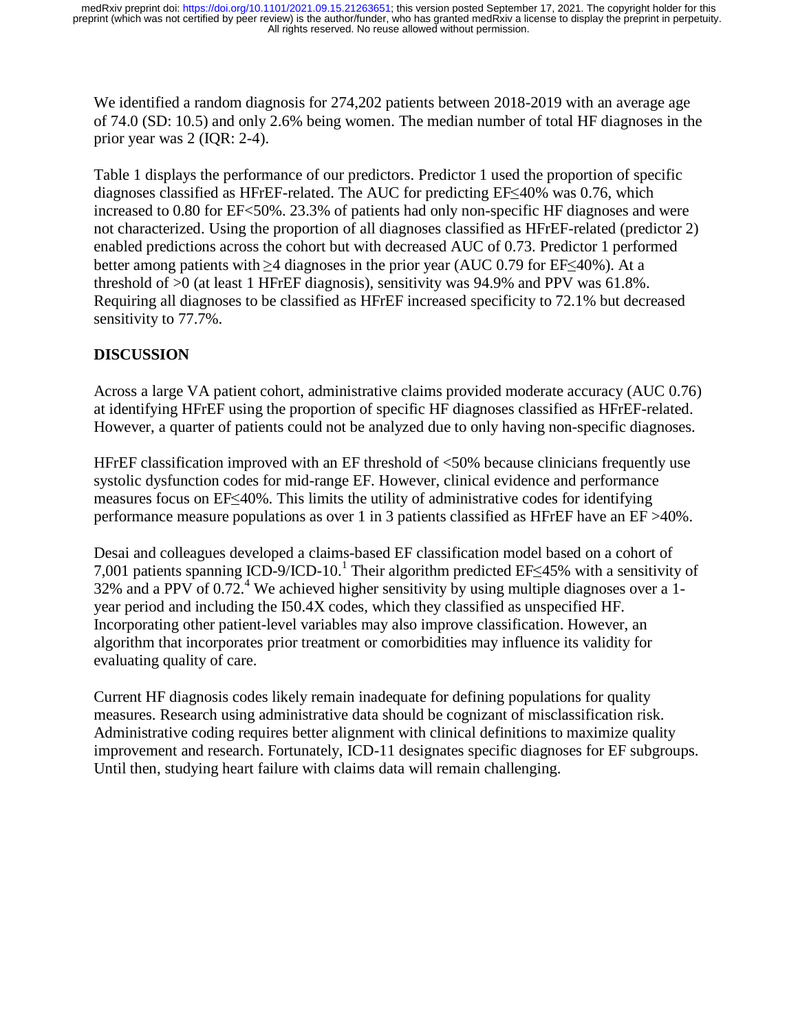We identified a random diagnosis for 274,202 patients between 2018-2019 with an average age of 74.0 (SD: 10.5) and only 2.6% being women. The median number of total HF diagnoses in the prior year was 2 (IQR: 2-4).

Table 1 displays the performance of our predictors. Predictor 1 used the proportion of specific diagnoses classified as HFrEF-related. The AUC for predicting EF≤40% was 0.76, which increased to 0.80 for EF<50%. 23.3% of patients had only non-specific HF diagnoses and were not characterized. Using the proportion of all diagnoses classified as HFrEF-related (predictor 2) enabled predictions across the cohort but with decreased AUC of 0.73. Predictor 1 performed better among patients with ≥4 diagnoses in the prior year (AUC 0.79 for EF≤40%). At a threshold of >0 (at least 1 HFrEF diagnosis), sensitivity was 94.9% and PPV was 61.8%. Requiring all diagnoses to be classified as HFrEF increased specificity to 72.1% but decreased sensitivity to 77.7%.

## DISCUSSION

Across a large VA patient cohort, administrative claims provided moderate accuracy (AUC 0.76) at identifying HFrEF using the proportion of specific HF diagnoses classified as HFrEF-related. However, a quarter of patients could not be analyzed due to only having non-specific diagnoses.

HFrEF classification improved with an EF threshold of <50% because clinicians frequently use systolic dysfunction codes for mid-range EF. However, clinical evidence and performance measures focus on EF≤40%. This limits the utility of administrative codes for identifying performance measure populations as over 1 in 3 patients classified as HFrEF have an EF >40%.

Desai and colleagues developed a claims-based EF classification model based on a cohort of 7,001 patients spanning ICD-9/ICD-10.[1] Their algorithm predicted EF≤45% with a sensitivity of 32% and a PPV of 0.72.[4] We achieved higher sensitivity by using multiple diagnoses over a 1-year period and including the I50.4X codes, which they classified as unspecified HF. Incorporating other patient-level variables may also improve classification. However, an algorithm that incorporates prior treatment or comorbidities may influence its validity for evaluating quality of care.

Current HF diagnosis codes likely remain inadequate for defining populations for quality measures. Research using administrative data should be cognizant of misclassification risk. Administrative coding requires better alignment with clinical definitions to maximize quality improvement and research. Fortunately, ICD-11 designates specific diagnoses for EF subgroups. Until then, studying heart failure with claims data will remain challenging.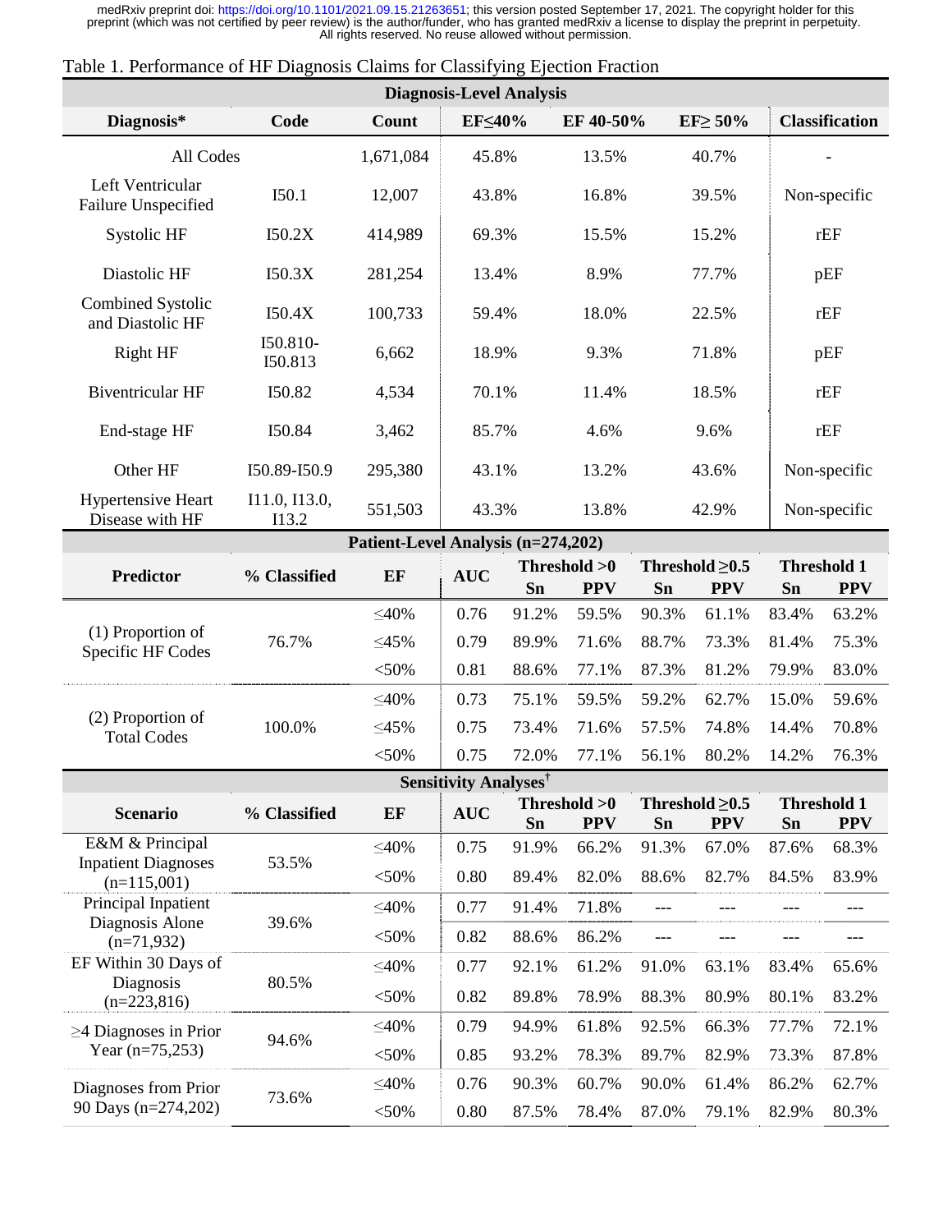Table 1. Performance of HF Diagnosis Claims for Classifying Ejection Fraction

**Diagnosis-Level Analysis**

| Diagnosis* | Code | Count | EF≤40% | EF 40-50% | EF≥ 50% | Classification |
|---|---|---|---|---|---|---|
| All Codes | | 1,671,084 | 45.8% | 13.5% | 40.7% | - |
| Left Ventricular Failure Unspecified | I50.1 | 12,007 | 43.8% | 16.8% | 39.5% | Non-specific |
| Systolic HF | I50.2X | 414,989 | 69.3% | 15.5% | 15.2% | rEF |
| Diastolic HF | I50.3X | 281,254 | 13.4% | 8.9% | 77.7% | pEF |
| Combined Systolic and Diastolic HF | I50.4X | 100,733 | 59.4% | 18.0% | 22.5% | rEF |
| Right HF | I50.810-I50.813 | 6,662 | 18.9% | 9.3% | 71.8% | pEF |
| Biventricular HF | I50.82 | 4,534 | 70.1% | 11.4% | 18.5% | rEF |
| End-stage HF | I50.84 | 3,462 | 85.7% | 4.6% | 9.6% | rEF |
| Other HF | I50.89-I50.9 | 295,380 | 43.1% | 13.2% | 43.6% | Non-specific |
| Hypertensive Heart Disease with HF | I11.0, I13.0, I13.2 | 551,503 | 43.3% | 13.8% | 42.9% | Non-specific |

**Patient-Level Analysis (n=274,202)**

| Predictor | % Classified | EF | AUC | Threshold >0 | | Threshold ≥0.5 | | Threshold 1 | |
|---|---|---|---|---|---|---|---|---|---|
| | | | | Sn | PPV | Sn | PPV | Sn | PPV |
| (1) Proportion of Specific HF Codes | 76.7% | ≤40% | 0.76 | 91.2% | 59.5% | 90.3% | 61.1% | 83.4% | 63.2% |
| | | ≤45% | 0.79 | 89.9% | 71.6% | 88.7% | 73.3% | 81.4% | 75.3% |
| | | <50% | 0.81 | 88.6% | 77.1% | 87.3% | 81.2% | 79.9% | 83.0% |
| (2) Proportion of Total Codes | 100.0% | ≤40% | 0.73 | 75.1% | 59.5% | 59.2% | 62.7% | 15.0% | 59.6% |
| | | ≤45% | 0.75 | 73.4% | 71.6% | 57.5% | 74.8% | 14.4% | 70.8% |
| | | <50% | 0.75 | 72.0% | 77.1% | 56.1% | 80.2% | 14.2% | 76.3% |

**Sensitivity Analyses†**

| Scenario | % Classified | EF | AUC | Threshold >0 | | Threshold ≥0.5 | | Threshold 1 | |
|---|---|---|---|---|---|---|---|---|---|
| | | | | Sn | PPV | Sn | PPV | Sn | PPV |
| E&M & Principal Inpatient Diagnoses (n=115,001) | 53.5% | ≤40% | 0.75 | 91.9% | 66.2% | 91.3% | 67.0% | 87.6% | 68.3% |
| | | <50% | 0.80 | 89.4% | 82.0% | 88.6% | 82.7% | 84.5% | 83.9% |
| Principal Inpatient Diagnosis Alone (n=71,932) | 39.6% | ≤40% | 0.77 | 91.4% | 71.8% | --- | --- | --- | --- |
| | | <50% | 0.82 | 88.6% | 86.2% | --- | --- | --- | --- |
| EF Within 30 Days of Diagnosis (n=223,816) | 80.5% | ≤40% | 0.77 | 92.1% | 61.2% | 91.0% | 63.1% | 83.4% | 65.6% |
| | | <50% | 0.82 | 89.8% | 78.9% | 88.3% | 80.9% | 80.1% | 83.2% |
| ≥4 Diagnoses in Prior Year (n=75,253) | 94.6% | ≤40% | 0.79 | 94.9% | 61.8% | 92.5% | 66.3% | 77.7% | 72.1% |
| | | <50% | 0.85 | 93.2% | 78.3% | 89.7% | 82.9% | 73.3% | 87.8% |
| Diagnoses from Prior 90 Days (n=274,202) | 73.6% | ≤40% | 0.76 | 90.3% | 60.7% | 90.0% | 61.4% | 86.2% | 62.7% |
| | | <50% | 0.80 | 87.5% | 78.4% | 87.0% | 79.1% | 82.9% | 80.3% |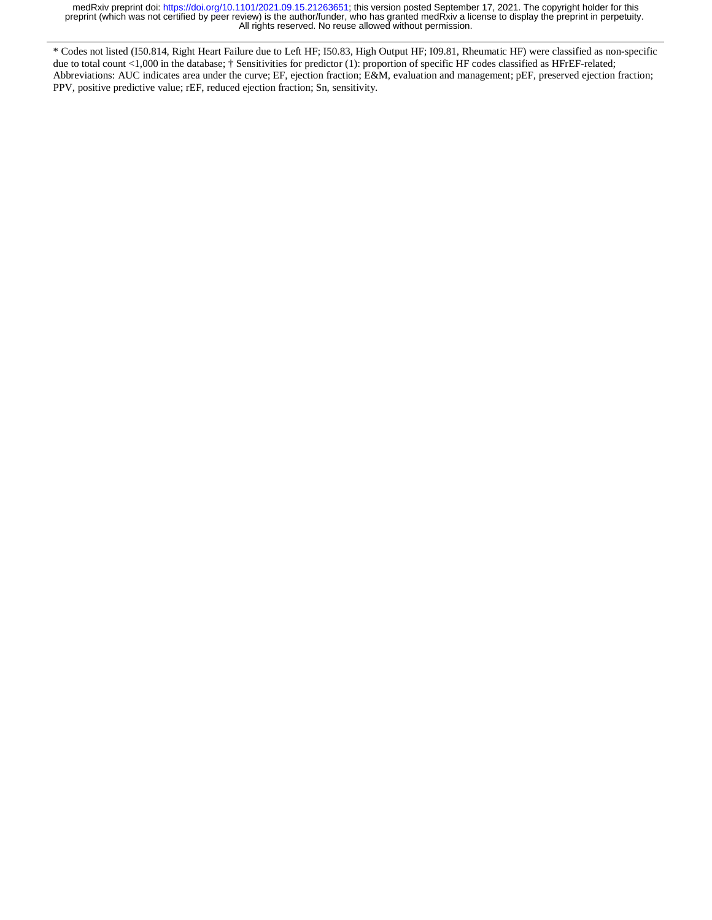* Codes not listed (I50.814, Right Heart Failure due to Left HF; I50.83, High Output HF; I09.81, Rheumatic HF) were classified as non-specific due to total count <1,000 in the database; † Sensitivities for predictor (1): proportion of specific HF codes classified as HFrEF-related; Abbreviations: AUC indicates area under the curve; EF, ejection fraction; E&M, evaluation and management; pEF, preserved ejection fraction; PPV, positive predictive value; rEF, reduced ejection fraction; Sn, sensitivity.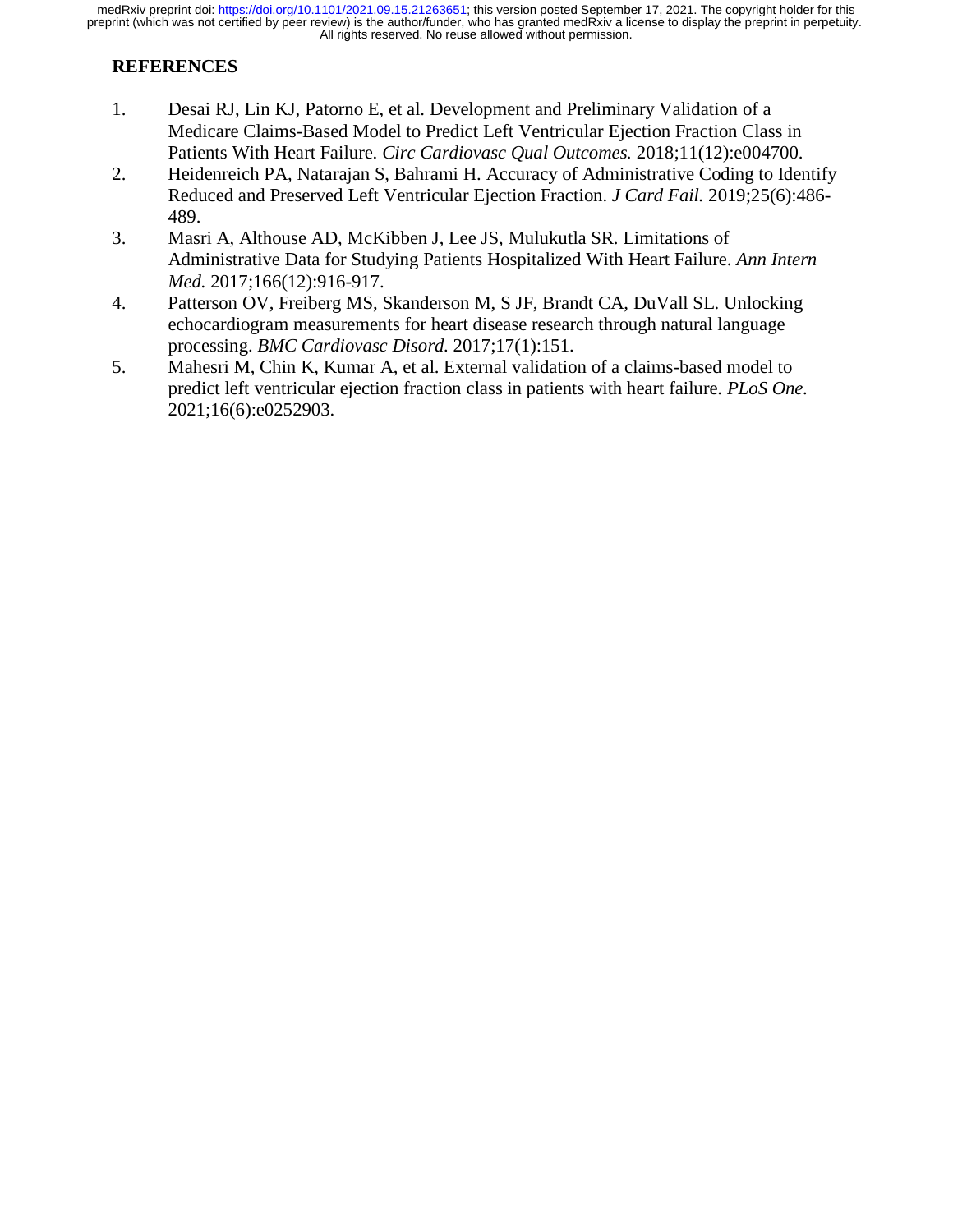## REFERENCES

1. Desai RJ, Lin KJ, Patorno E, et al. Development and Preliminary Validation of a Medicare Claims-Based Model to Predict Left Ventricular Ejection Fraction Class in Patients With Heart Failure. *Circ Cardiovasc Qual Outcomes.* 2018;11(12):e004700.
2. Heidenreich PA, Natarajan S, Bahrami H. Accuracy of Administrative Coding to Identify Reduced and Preserved Left Ventricular Ejection Fraction. *J Card Fail.* 2019;25(6):486-489.
3. Masri A, Althouse AD, McKibben J, Lee JS, Mulukutla SR. Limitations of Administrative Data for Studying Patients Hospitalized With Heart Failure. *Ann Intern Med.* 2017;166(12):916-917.
4. Patterson OV, Freiberg MS, Skanderson M, S JF, Brandt CA, DuVall SL. Unlocking echocardiogram measurements for heart disease research through natural language processing. *BMC Cardiovasc Disord.* 2017;17(1):151.
5. Mahesri M, Chin K, Kumar A, et al. External validation of a claims-based model to predict left ventricular ejection fraction class in patients with heart failure. *PLoS One.* 2021;16(6):e0252903.